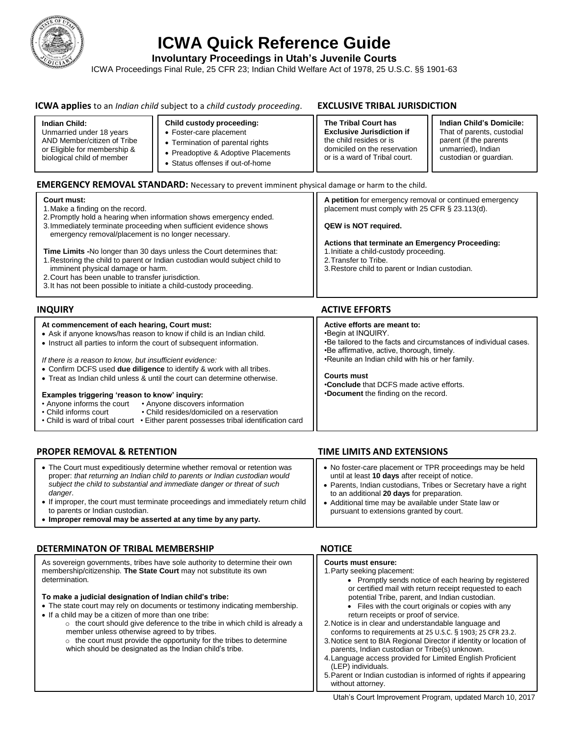# ICWA Quick Reference Guide

**Involuntary Proceedings in Utah's Juvenile Courts**

ICWA Proceedings Final Rule, 25 CFR 23; Indian Child Welfare Act of 1978, 25 U.S.C. §§ 1901-63

## ICWA applies to an *Indian child* subject to a *child custody proceeding*.

**Indian Child:**
Unmarried under 18 years AND Member/citizen of Tribe or Eligible for membership & biological child of member

**Child custody proceeding:**
- Foster-care placement
- Termination of parental rights
- Preadoptive & Adoptive Placements
- Status offenses if out-of-home

## EXCLUSIVE TRIBAL JURISDICTION

**The Tribal Court has Exclusive Jurisdiction if** the child resides or is domiciled on the reservation or is a ward of Tribal court.

**Indian Child's Domicile:**
That of parents, custodial parent (if the parents unmarried), Indian custodian or guardian.

## EMERGENCY REMOVAL STANDARD: Necessary to prevent imminent physical damage or harm to the child.

**Court must:**
1. Make a finding on the record.
2. Promptly hold a hearing when information shows emergency ended.
3. Immediately terminate proceeding when sufficient evidence shows emergency removal/placement is no longer necessary.

**Time Limits -** No longer than 30 days unless the Court determines that:
1. Restoring the child to parent or Indian custodian would subject child to imminent physical damage or harm.
2. Court has been unable to transfer jurisdiction.
3. It has not been possible to initiate a child-custody proceeding.

**A petition** for emergency removal or continued emergency placement must comply with 25 CFR § 23.113(d).

**QEW is NOT required.**

**Actions that terminate an Emergency Proceeding:**
1. Initiate a child-custody proceeding.
2. Transfer to Tribe.
3. Restore child to parent or Indian custodian.

## INQUIRY

**At commencement of each hearing, Court must:**
- Ask if anyone knows/has reason to know if child is an Indian child.
- Instruct all parties to inform the court of subsequent information.

*If there is a reason to know, but insufficient evidence:*
- Confirm DCFS used **due diligence** to identify & work with all tribes.
- Treat as Indian child unless & until the court can determine otherwise.

**Examples triggering 'reason to know' inquiry:**
- Anyone informs the court
- Anyone discovers information
- Child informs court
- Child resides/domiciled on a reservation
- Child is ward of tribal court
- Either parent possesses tribal identification card

## ACTIVE EFFORTS

**Active efforts are meant to:**
- Begin at INQUIRY.
- Be tailored to the facts and circumstances of individual cases.
- Be affirmative, active, thorough, timely.
- Reunite an Indian child with his or her family.

**Courts must**
- **Conclude** that DCFS made active efforts.
- **Document** the finding on the record.

## PROPER REMOVAL & RETENTION

- The Court must expeditiously determine whether removal or retention was proper: *that returning an Indian child to parents or Indian custodian would subject the child to substantial and immediate danger or threat of such danger*.
- If improper, the court must terminate proceedings and immediately return child to parents or Indian custodian.
- **Improper removal may be asserted at any time by any party.**

## TIME LIMITS AND EXTENSIONS

- No foster-care placement or TPR proceedings may be held until at least **10 days** after receipt of notice.
- Parents, Indian custodians, Tribes or Secretary have a right to an additional **20 days** for preparation.
- Additional time may be available under State law or pursuant to extensions granted by court.

## DETERMINATON OF TRIBAL MEMBERSHIP

As sovereign governments, tribes have sole authority to determine their own membership/citizenship. **The State Court** may not substitute its own determination.

**To make a judicial designation of Indian child's tribe:**
- The state court may rely on documents or testimony indicating membership.
- If a child may be a citizen of more than one tribe:
  - the court should give deference to the tribe in which child is already a member unless otherwise agreed to by tribes.
  - the court must provide the opportunity for the tribes to determine which should be designated as the Indian child's tribe.

## NOTICE

**Courts must ensure:**
1. Party seeking placement:
   - Promptly sends notice of each hearing by registered or certified mail with return receipt requested to each potential Tribe, parent, and Indian custodian.
   - Files with the court originals or copies with any return receipts or proof of service.
2. Notice is in clear and understandable language and conforms to requirements at 25 U.S.C. § 1903; 25 CFR 23.2.
3. Notice sent to BIA Regional Director if identity or location of parents, Indian custodian or Tribe(s) unknown.
4. Language access provided for Limited English Proficient (LEP) individuals.
5. Parent or Indian custodian is informed of rights if appearing without attorney.

Utah's Court Improvement Program, updated March 10, 2017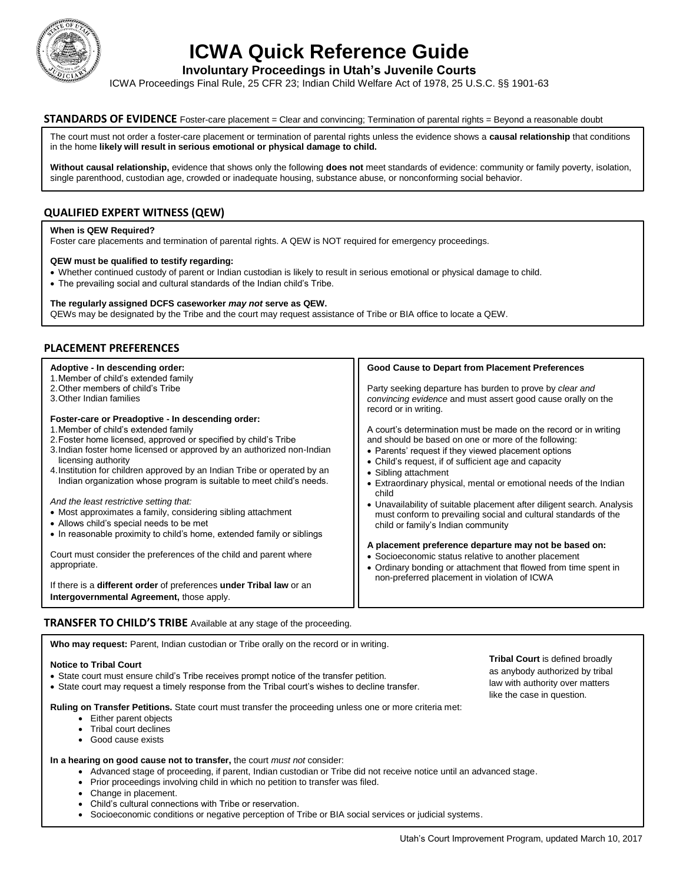# ICWA Quick Reference Guide

**Involuntary Proceedings in Utah's Juvenile Courts**

ICWA Proceedings Final Rule, 25 CFR 23; Indian Child Welfare Act of 1978, 25 U.S.C. §§ 1901-63

## STANDARDS OF EVIDENCE

Foster-care placement = Clear and convincing; Termination of parental rights = Beyond a reasonable doubt

The court must not order a foster-care placement or termination of parental rights unless the evidence shows a **causal relationship** that conditions in the home **likely will result in serious emotional or physical damage to child.**

**Without causal relationship,** evidence that shows only the following **does not** meet standards of evidence: community or family poverty, isolation, single parenthood, custodian age, crowded or inadequate housing, substance abuse, or nonconforming social behavior.

## QUALIFIED EXPERT WITNESS (QEW)

**When is QEW Required?**

Foster care placements and termination of parental rights. A QEW is NOT required for emergency proceedings.

**QEW must be qualified to testify regarding:**

- Whether continued custody of parent or Indian custodian is likely to result in serious emotional or physical damage to child.
- The prevailing social and cultural standards of the Indian child's Tribe.

**The regularly assigned DCFS caseworker *may not* serve as QEW.**

QEWs may be designated by the Tribe and the court may request assistance of Tribe or BIA office to locate a QEW.

## PLACEMENT PREFERENCES

**Adoptive - In descending order:**

1. Member of child's extended family
2. Other members of child's Tribe
3. Other Indian families

**Foster-care or Preadoptive - In descending order:**

1. Member of child's extended family
2. Foster home licensed, approved or specified by child's Tribe
3. Indian foster home licensed or approved by an authorized non-Indian licensing authority
4. Institution for children approved by an Indian Tribe or operated by an Indian organization whose program is suitable to meet child's needs.

*And the least restrictive setting that:*

- Most approximates a family, considering sibling attachment
- Allows child's special needs to be met
- In reasonable proximity to child's home, extended family or siblings

Court must consider the preferences of the child and parent where appropriate.

If there is a **different order** of preferences **under Tribal law** or an **Intergovernmental Agreement,** those apply.

**Good Cause to Depart from Placement Preferences**

Party seeking departure has burden to prove by *clear and convincing evidence* and must assert good cause orally on the record or in writing.

A court's determination must be made on the record or in writing and should be based on one or more of the following:

- Parents' request if they viewed placement options
- Child's request, if of sufficient age and capacity
- Sibling attachment
- Extraordinary physical, mental or emotional needs of the Indian child
- Unavailability of suitable placement after diligent search. Analysis must conform to prevailing social and cultural standards of the child or family's Indian community

**A placement preference departure may not be based on:**

- Socioeconomic status relative to another placement
- Ordinary bonding or attachment that flowed from time spent in non-preferred placement in violation of ICWA

## TRANSFER TO CHILD'S TRIBE

Available at any stage of the proceeding.

**Who may request:** Parent, Indian custodian or Tribe orally on the record or in writing.

**Notice to Tribal Court**

- State court must ensure child's Tribe receives prompt notice of the transfer petition.
- State court may request a timely response from the Tribal court's wishes to decline transfer.

**Tribal Court** is defined broadly as anybody authorized by tribal law with authority over matters like the case in question.

**Ruling on Transfer Petitions.** State court must transfer the proceeding unless one or more criteria met:

- Either parent objects
- Tribal court declines
- Good cause exists

**In a hearing on good cause not to transfer,** the court *must not* consider:

- Advanced stage of proceeding, if parent, Indian custodian or Tribe did not receive notice until an advanced stage.
- Prior proceedings involving child in which no petition to transfer was filed.
- Change in placement.
- Child's cultural connections with Tribe or reservation.
- Socioeconomic conditions or negative perception of Tribe or BIA social services or judicial systems.

Utah's Court Improvement Program, updated March 10, 2017